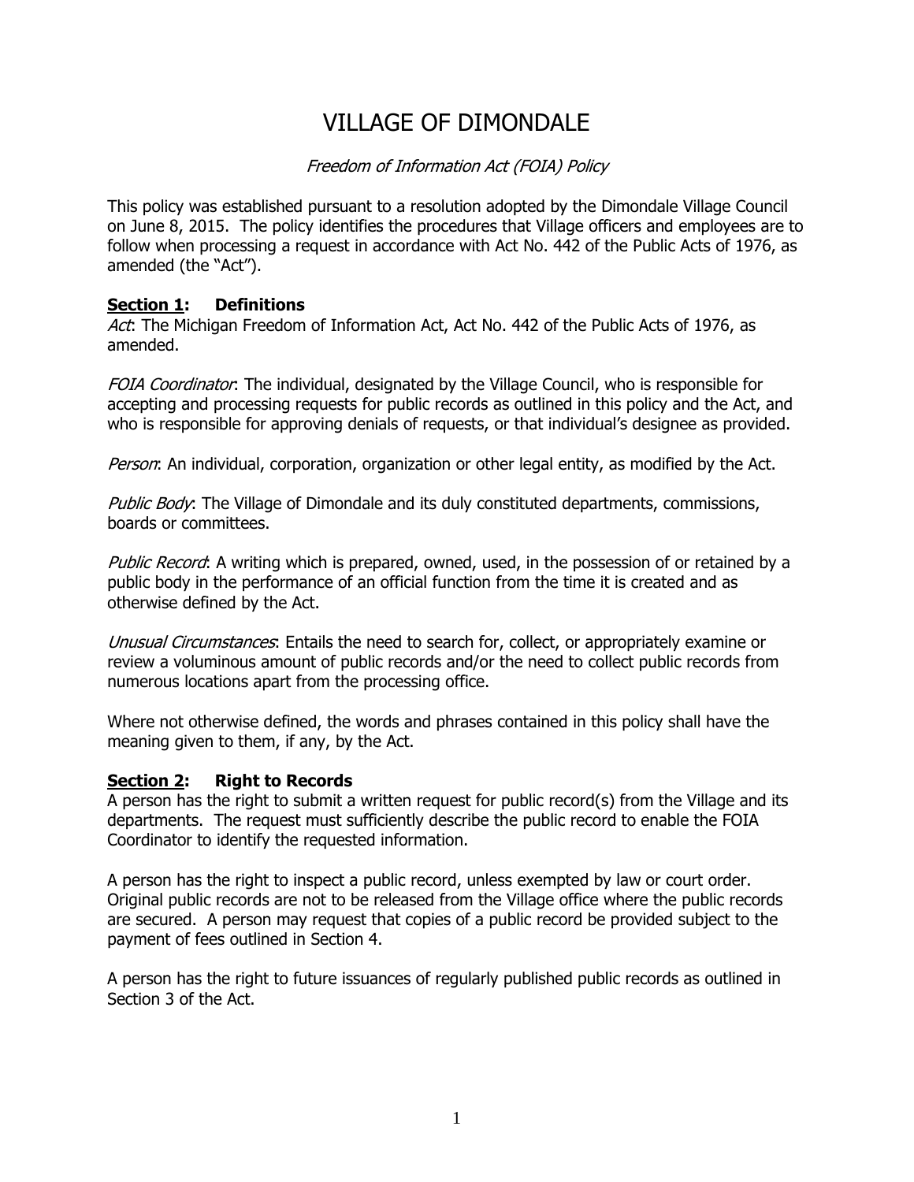# VILLAGE OF DIMONDALE

*Freedom of Information Act (FOIA) Policy*

This policy was established pursuant to a resolution adopted by the Dimondale Village Council on June 8, 2015. The policy identifies the procedures that Village officers and employees are to follow when processing a request in accordance with Act No. 442 of the Public Acts of 1976, as amended (the "Act").

## **Section 1: Definitions**

*Act*: The Michigan Freedom of Information Act, Act No. 442 of the Public Acts of 1976, as amended.

*FOIA Coordinator*: The individual, designated by the Village Council, who is responsible for accepting and processing requests for public records as outlined in this policy and the Act, and who is responsible for approving denials of requests, or that individual's designee as provided.

*Person*: An individual, corporation, organization or other legal entity, as modified by the Act.

*Public Body*: The Village of Dimondale and its duly constituted departments, commissions, boards or committees.

*Public Record*: A writing which is prepared, owned, used, in the possession of or retained by a public body in the performance of an official function from the time it is created and as otherwise defined by the Act.

*Unusual Circumstances*: Entails the need to search for, collect, or appropriately examine or review a voluminous amount of public records and/or the need to collect public records from numerous locations apart from the processing office.

Where not otherwise defined, the words and phrases contained in this policy shall have the meaning given to them, if any, by the Act.

## **Section 2: Right to Records**

A person has the right to submit a written request for public record(s) from the Village and its departments. The request must sufficiently describe the public record to enable the FOIA Coordinator to identify the requested information.

A person has the right to inspect a public record, unless exempted by law or court order. Original public records are not to be released from the Village office where the public records are secured. A person may request that copies of a public record be provided subject to the payment of fees outlined in Section 4.

A person has the right to future issuances of regularly published public records as outlined in Section 3 of the Act.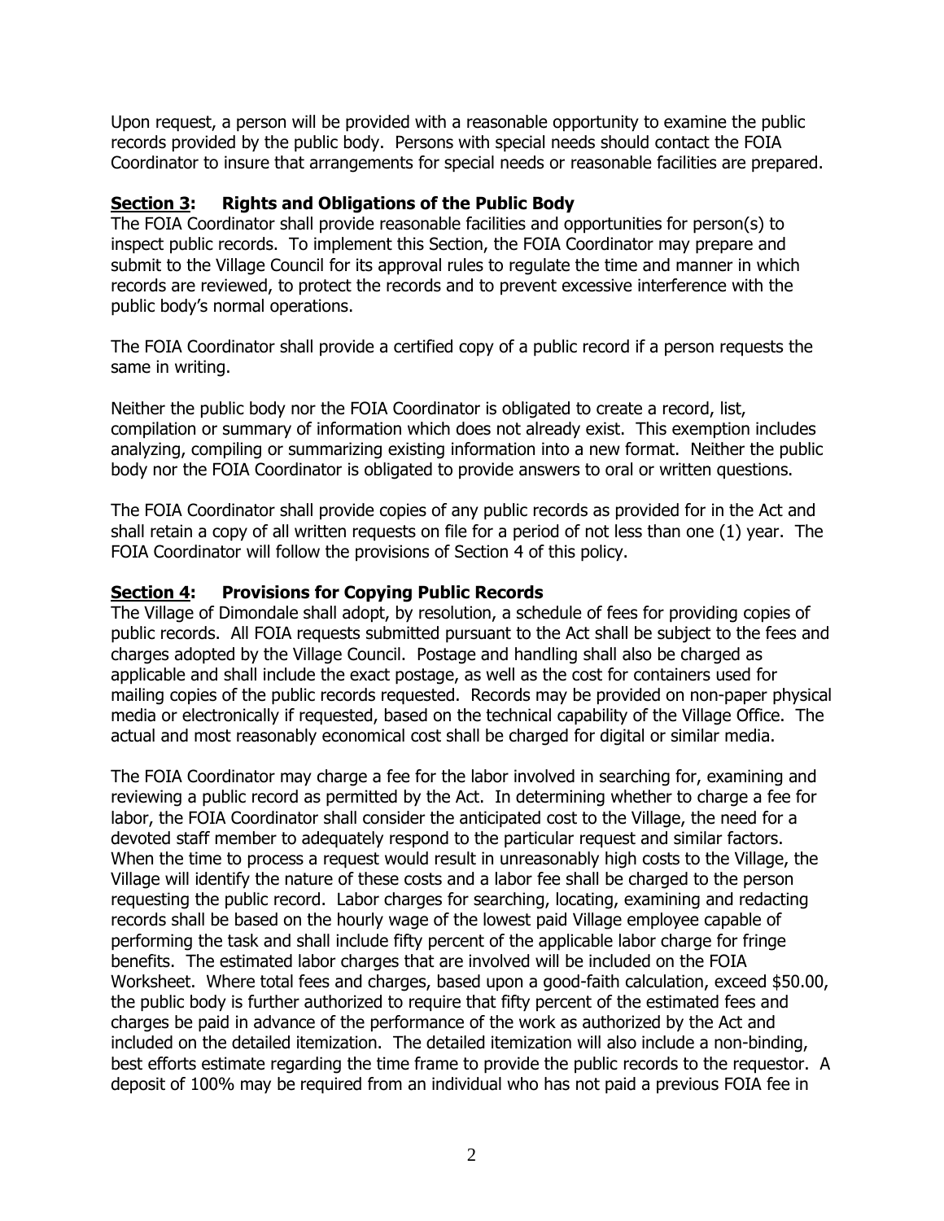Upon request, a person will be provided with a reasonable opportunity to examine the public records provided by the public body. Persons with special needs should contact the FOIA Coordinator to insure that arrangements for special needs or reasonable facilities are prepared.

## **Section 3:** Rights and Obligations of the Public Body

The FOIA Coordinator shall provide reasonable facilities and opportunities for person(s) to inspect public records. To implement this Section, the FOIA Coordinator may prepare and submit to the Village Council for its approval rules to regulate the time and manner in which records are reviewed, to protect the records and to prevent excessive interference with the public body's normal operations.

The FOIA Coordinator shall provide a certified copy of a public record if a person requests the same in writing.

Neither the public body nor the FOIA Coordinator is obligated to create a record, list, compilation or summary of information which does not already exist. This exemption includes analyzing, compiling or summarizing existing information into a new format. Neither the public body nor the FOIA Coordinator is obligated to provide answers to oral or written questions.

The FOIA Coordinator shall provide copies of any public records as provided for in the Act and shall retain a copy of all written requests on file for a period of not less than one (1) year. The FOIA Coordinator will follow the provisions of Section 4 of this policy.

## **Section 4:** Provisions for Copying Public Records

The Village of Dimondale shall adopt, by resolution, a schedule of fees for providing copies of public records. All FOIA requests submitted pursuant to the Act shall be subject to the fees and charges adopted by the Village Council. Postage and handling shall also be charged as applicable and shall include the exact postage, as well as the cost for containers used for mailing copies of the public records requested. Records may be provided on non-paper physical media or electronically if requested, based on the technical capability of the Village Office. The actual and most reasonably economical cost shall be charged for digital or similar media.

The FOIA Coordinator may charge a fee for the labor involved in searching for, examining and reviewing a public record as permitted by the Act. In determining whether to charge a fee for labor, the FOIA Coordinator shall consider the anticipated cost to the Village, the need for a devoted staff member to adequately respond to the particular request and similar factors. When the time to process a request would result in unreasonably high costs to the Village, the Village will identify the nature of these costs and a labor fee shall be charged to the person requesting the public record. Labor charges for searching, locating, examining and redacting records shall be based on the hourly wage of the lowest paid Village employee capable of performing the task and shall include fifty percent of the applicable labor charge for fringe benefits. The estimated labor charges that are involved will be included on the FOIA Worksheet. Where total fees and charges, based upon a good-faith calculation, exceed $50.00, the public body is further authorized to require that fifty percent of the estimated fees and charges be paid in advance of the performance of the work as authorized by the Act and included on the detailed itemization. The detailed itemization will also include a non-binding, best efforts estimate regarding the time frame to provide the public records to the requestor. A deposit of 100% may be required from an individual who has not paid a previous FOIA fee in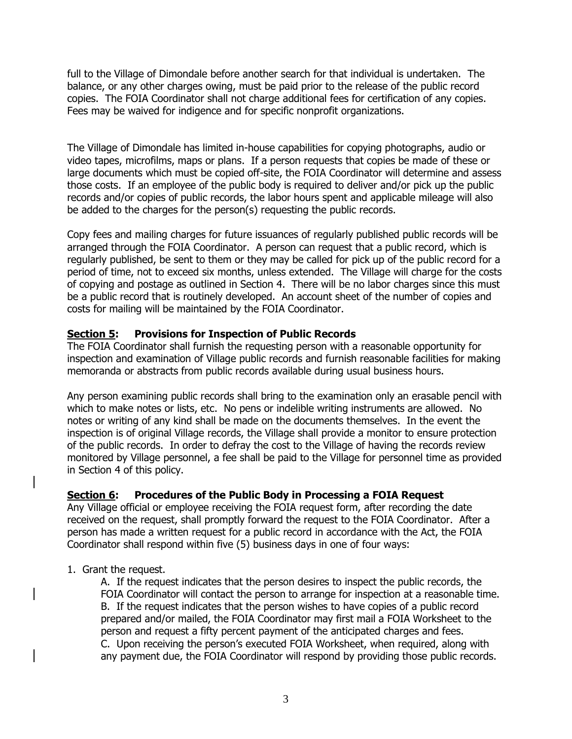full to the Village of Dimondale before another search for that individual is undertaken. The balance, or any other charges owing, must be paid prior to the release of the public record copies. The FOIA Coordinator shall not charge additional fees for certification of any copies. Fees may be waived for indigence and for specific nonprofit organizations.

The Village of Dimondale has limited in-house capabilities for copying photographs, audio or video tapes, microfilms, maps or plans. If a person requests that copies be made of these or large documents which must be copied off-site, the FOIA Coordinator will determine and assess those costs. If an employee of the public body is required to deliver and/or pick up the public records and/or copies of public records, the labor hours spent and applicable mileage will also be added to the charges for the person(s) requesting the public records.

Copy fees and mailing charges for future issuances of regularly published public records will be arranged through the FOIA Coordinator. A person can request that a public record, which is regularly published, be sent to them or they may be called for pick up of the public record for a period of time, not to exceed six months, unless extended. The Village will charge for the costs of copying and postage as outlined in Section 4. There will be no labor charges since this must be a public record that is routinely developed. An account sheet of the number of copies and costs for mailing will be maintained by the FOIA Coordinator.

## **Section 5: Provisions for Inspection of Public Records**

The FOIA Coordinator shall furnish the requesting person with a reasonable opportunity for inspection and examination of Village public records and furnish reasonable facilities for making memoranda or abstracts from public records available during usual business hours.

Any person examining public records shall bring to the examination only an erasable pencil with which to make notes or lists, etc. No pens or indelible writing instruments are allowed. No notes or writing of any kind shall be made on the documents themselves. In the event the inspection is of original Village records, the Village shall provide a monitor to ensure protection of the public records. In order to defray the cost to the Village of having the records review monitored by Village personnel, a fee shall be paid to the Village for personnel time as provided in Section 4 of this policy.

## **Section 6: Procedures of the Public Body in Processing a FOIA Request**

Any Village official or employee receiving the FOIA request form, after recording the date received on the request, shall promptly forward the request to the FOIA Coordinator. After a person has made a written request for a public record in accordance with the Act, the FOIA Coordinator shall respond within five (5) business days in one of four ways:

1. Grant the request.

   A. If the request indicates that the person desires to inspect the public records, the FOIA Coordinator will contact the person to arrange for inspection at a reasonable time.
   B. If the request indicates that the person wishes to have copies of a public record prepared and/or mailed, the FOIA Coordinator may first mail a FOIA Worksheet to the person and request a fifty percent payment of the anticipated charges and fees.
   C. Upon receiving the person's executed FOIA Worksheet, when required, along with any payment due, the FOIA Coordinator will respond by providing those public records.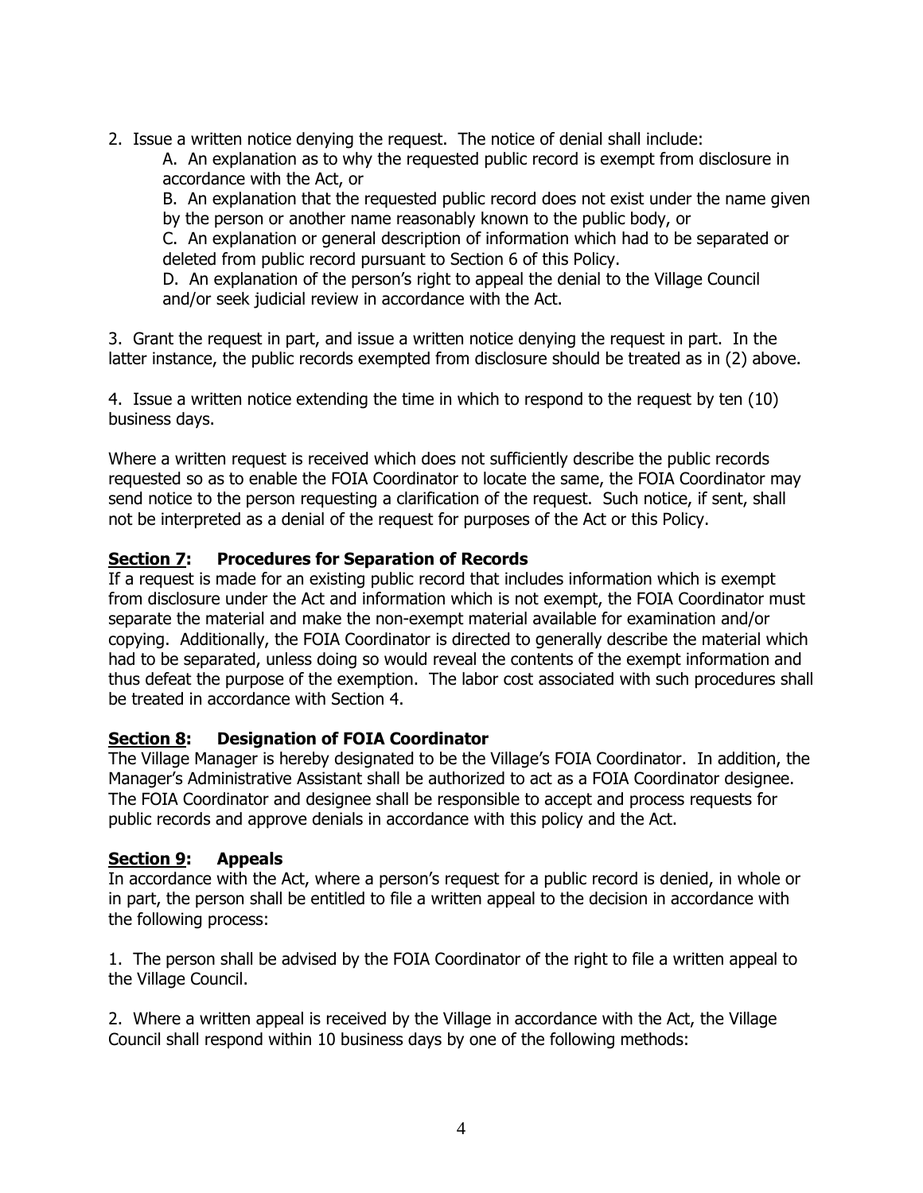2. Issue a written notice denying the request. The notice of denial shall include:

   A. An explanation as to why the requested public record is exempt from disclosure in accordance with the Act, or

   B. An explanation that the requested public record does not exist under the name given by the person or another name reasonably known to the public body, or

   C. An explanation or general description of information which had to be separated or deleted from public record pursuant to Section 6 of this Policy.

   D. An explanation of the person's right to appeal the denial to the Village Council and/or seek judicial review in accordance with the Act.

3. Grant the request in part, and issue a written notice denying the request in part. In the latter instance, the public records exempted from disclosure should be treated as in (2) above.

4. Issue a written notice extending the time in which to respond to the request by ten (10) business days.

Where a written request is received which does not sufficiently describe the public records requested so as to enable the FOIA Coordinator to locate the same, the FOIA Coordinator may send notice to the person requesting a clarification of the request. Such notice, if sent, shall not be interpreted as a denial of the request for purposes of the Act or this Policy.

**<u>Section 7</u>: Procedures for Separation of Records**

If a request is made for an existing public record that includes information which is exempt from disclosure under the Act and information which is not exempt, the FOIA Coordinator must separate the material and make the non-exempt material available for examination and/or copying. Additionally, the FOIA Coordinator is directed to generally describe the material which had to be separated, unless doing so would reveal the contents of the exempt information and thus defeat the purpose of the exemption. The labor cost associated with such procedures shall be treated in accordance with Section 4.

**<u>Section 8</u>: Designation of FOIA Coordinator**

The Village Manager is hereby designated to be the Village's FOIA Coordinator. In addition, the Manager's Administrative Assistant shall be authorized to act as a FOIA Coordinator designee. The FOIA Coordinator and designee shall be responsible to accept and process requests for public records and approve denials in accordance with this policy and the Act.

**<u>Section 9</u>: Appeals**

In accordance with the Act, where a person's request for a public record is denied, in whole or in part, the person shall be entitled to file a written appeal to the decision in accordance with the following process:

1. The person shall be advised by the FOIA Coordinator of the right to file a written appeal to the Village Council.

2. Where a written appeal is received by the Village in accordance with the Act, the Village Council shall respond within 10 business days by one of the following methods: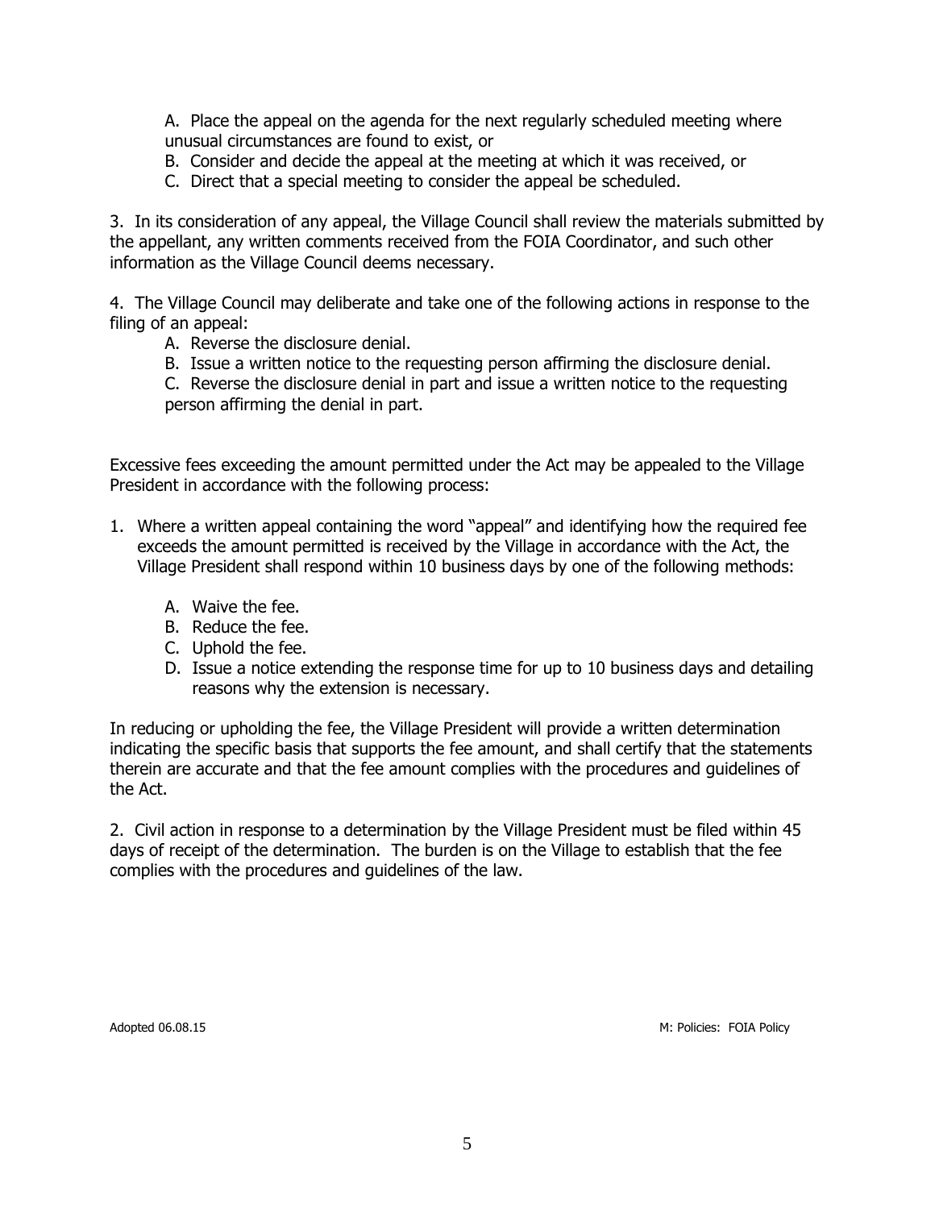A. Place the appeal on the agenda for the next regularly scheduled meeting where unusual circumstances are found to exist, or
B. Consider and decide the appeal at the meeting at which it was received, or
C. Direct that a special meeting to consider the appeal be scheduled.

3. In its consideration of any appeal, the Village Council shall review the materials submitted by the appellant, any written comments received from the FOIA Coordinator, and such other information as the Village Council deems necessary.

4. The Village Council may deliberate and take one of the following actions in response to the filing of an appeal:

A. Reverse the disclosure denial.
B. Issue a written notice to the requesting person affirming the disclosure denial.
C. Reverse the disclosure denial in part and issue a written notice to the requesting person affirming the denial in part.

Excessive fees exceeding the amount permitted under the Act may be appealed to the Village President in accordance with the following process:

1. Where a written appeal containing the word "appeal" and identifying how the required fee exceeds the amount permitted is received by the Village in accordance with the Act, the Village President shall respond within 10 business days by one of the following methods:

   A. Waive the fee.
   B. Reduce the fee.
   C. Uphold the fee.
   D. Issue a notice extending the response time for up to 10 business days and detailing reasons why the extension is necessary.

In reducing or upholding the fee, the Village President will provide a written determination indicating the specific basis that supports the fee amount, and shall certify that the statements therein are accurate and that the fee amount complies with the procedures and guidelines of the Act.

2. Civil action in response to a determination by the Village President must be filed within 45 days of receipt of the determination. The burden is on the Village to establish that the fee complies with the procedures and guidelines of the law.

Adopted 06.08.15

M: Policies: FOIA Policy